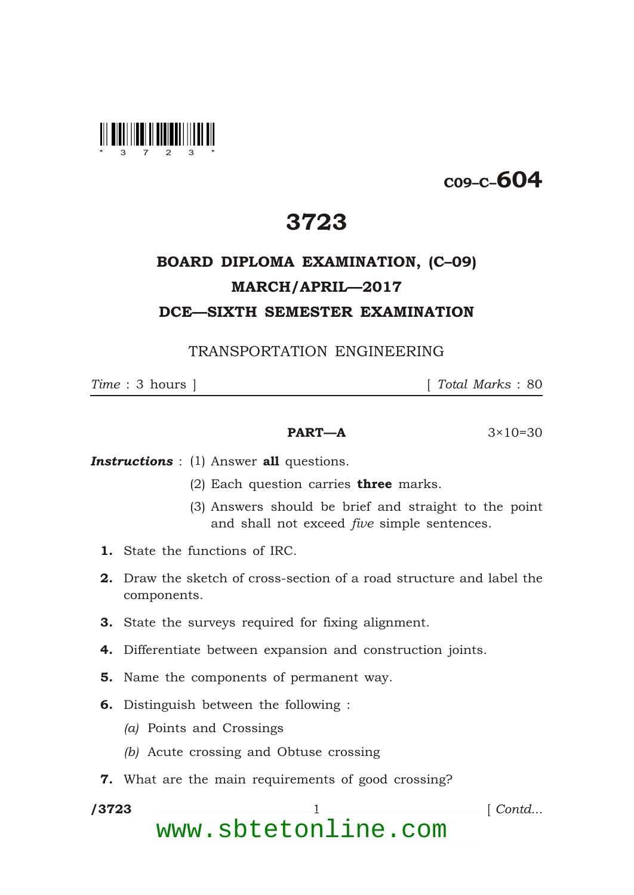C09–C–604

# 3723

## BOARD DIPLOMA EXAMINATION, (C–09)
## MARCH/APRIL—2017
## DCE—SIXTH SEMESTER EXAMINATION

TRANSPORTATION ENGINEERING

*Time* : 3 hours ] [ *Total Marks* : 80

### PART—A 3×10=30

***Instructions*** : (1) Answer **all** questions.

(2) Each question carries **three** marks.

(3) Answers should be brief and straight to the point and shall not exceed *five* simple sentences.

**1.** State the functions of IRC.

**2.** Draw the sketch of cross-section of a road structure and label the components.

**3.** State the surveys required for fixing alignment.

**4.** Differentiate between expansion and construction joints.

**5.** Name the components of permanent way.

**6.** Distinguish between the following :

*(a)* Points and Crossings

*(b)* Acute crossing and Obtuse crossing

**7.** What are the main requirements of good crossing?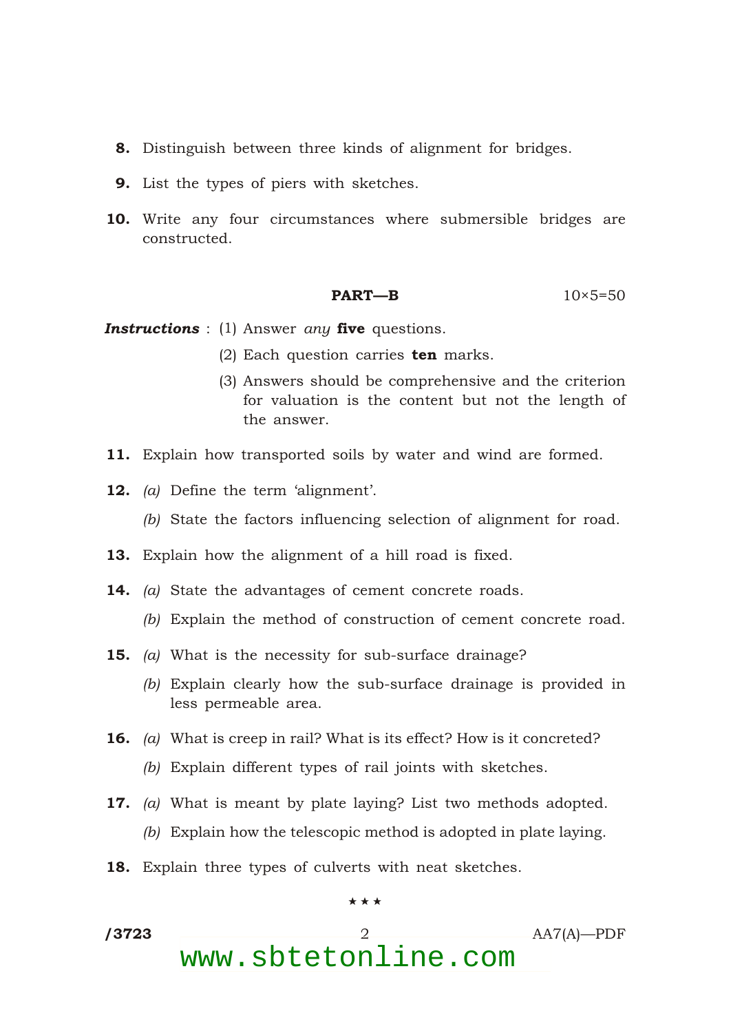**8.** Distinguish between three kinds of alignment for bridges.

**9.** List the types of piers with sketches.

**10.** Write any four circumstances where submersible bridges are constructed.

**PART—B** 10×5=50

***Instructions*** : (1) Answer *any* **five** questions.

(2) Each question carries **ten** marks.

(3) Answers should be comprehensive and the criterion for valuation is the content but not the length of the answer.

**11.** Explain how transported soils by water and wind are formed.

**12.** *(a)* Define the term 'alignment'.

*(b)* State the factors influencing selection of alignment for road.

**13.** Explain how the alignment of a hill road is fixed.

**14.** *(a)* State the advantages of cement concrete roads.

*(b)* Explain the method of construction of cement concrete road.

**15.** *(a)* What is the necessity for sub-surface drainage?

*(b)* Explain clearly how the sub-surface drainage is provided in less permeable area.

**16.** *(a)* What is creep in rail? What is its effect? How is it concreted?

*(b)* Explain different types of rail joints with sketches.

**17.** *(a)* What is meant by plate laying? List two methods adopted.

*(b)* Explain how the telescopic method is adopted in plate laying.

**18.** Explain three types of culverts with neat sketches.

★ ★ ★